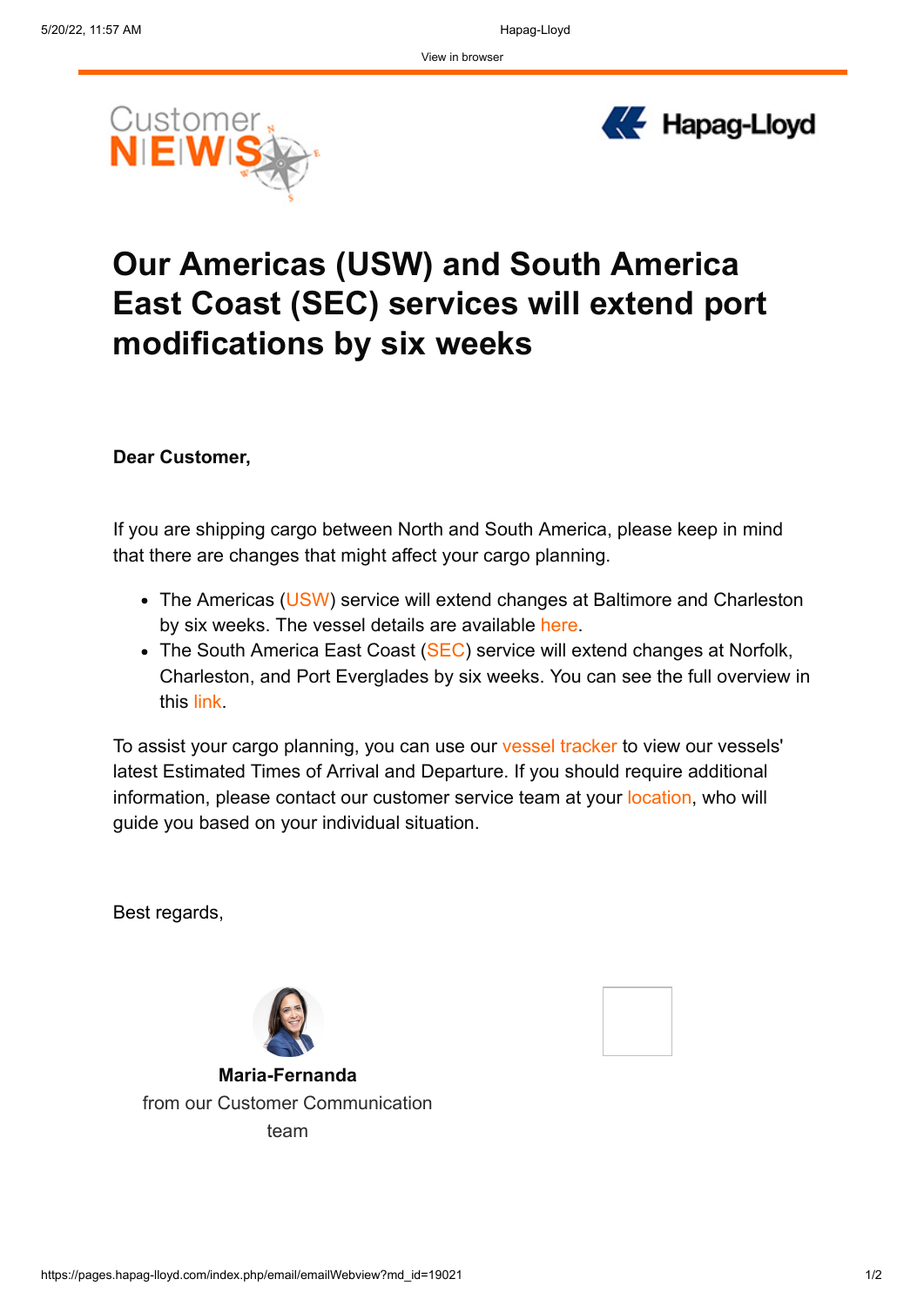View in browser

Customer NEWS

Hapag-Lloyd

# Our Americas (USW) and South America East Coast (SEC) services will extend port modifications by six weeks

**Dear Customer,**

If you are shipping cargo between North and South America, please keep in mind that there are changes that might affect your cargo planning.

- The Americas (USW) service will extend changes at Baltimore and Charleston by six weeks. The vessel details are available here.
- The South America East Coast (SEC) service will extend changes at Norfolk, Charleston, and Port Everglades by six weeks. You can see the full overview in this link.

To assist your cargo planning, you can use our vessel tracker to view our vessels' latest Estimated Times of Arrival and Departure. If you should require additional information, please contact our customer service team at your location, who will guide you based on your individual situation.

Best regards,

**Maria-Fernanda**
from our Customer Communication team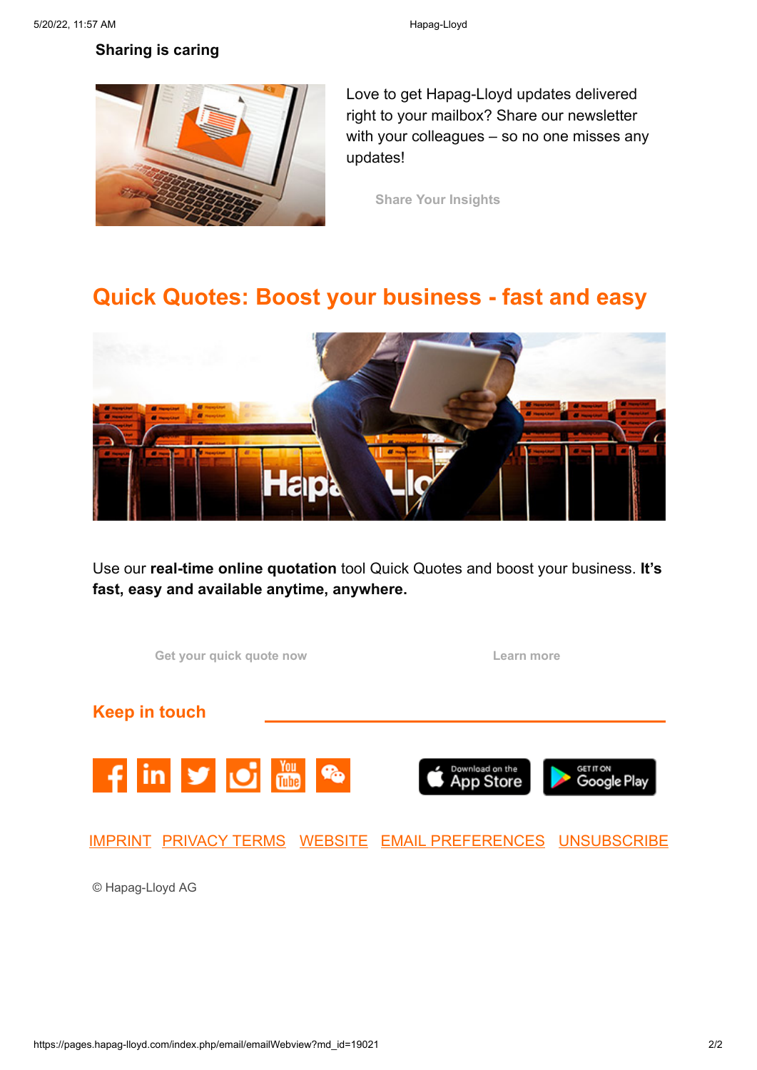**Sharing is caring**

Love to get Hapag-Lloyd updates delivered right to your mailbox? Share our newsletter with your colleagues – so no one misses any updates!

Share Your Insights

## Quick Quotes: Boost your business - fast and easy

Use our **real-time online quotation** tool Quick Quotes and boost your business. **It's fast, easy and available anytime, anywhere.**

Get your quick quote now

Learn more

### Keep in touch

IMPRINT PRIVACY TERMS WEBSITE EMAIL PREFERENCES UNSUBSCRIBE

© Hapag-Lloyd AG